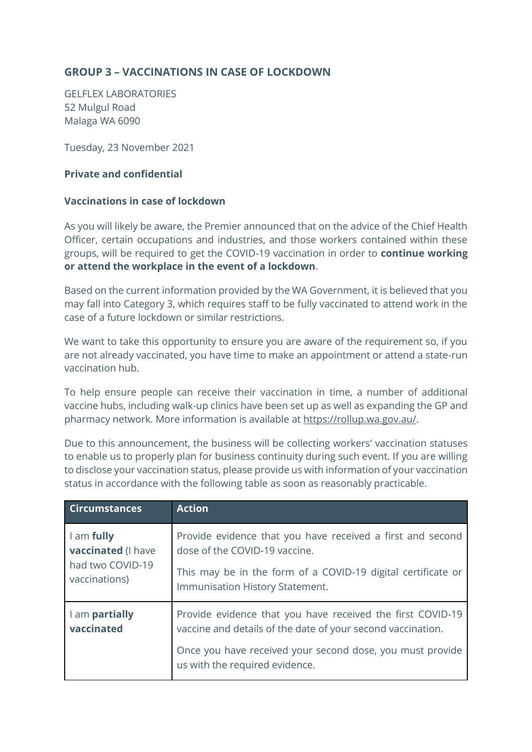## GROUP 3 – VACCINATIONS IN CASE OF LOCKDOWN

GELFLEX LABORATORIES
52 Mulgul Road
Malaga WA 6090

Tuesday, 23 November 2021

**Private and confidential**

**Vaccinations in case of lockdown**

As you will likely be aware, the Premier announced that on the advice of the Chief Health Officer, certain occupations and industries, and those workers contained within these groups, will be required to get the COVID-19 vaccination in order to **continue working or attend the workplace in the event of a lockdown**.

Based on the current information provided by the WA Government, it is believed that you may fall into Category 3, which requires staff to be fully vaccinated to attend work in the case of a future lockdown or similar restrictions.

We want to take this opportunity to ensure you are aware of the requirement so, if you are not already vaccinated, you have time to make an appointment or attend a state-run vaccination hub.

To help ensure people can receive their vaccination in time, a number of additional vaccine hubs, including walk-up clinics have been set up as well as expanding the GP and pharmacy network. More information is available at https://rollup.wa.gov.au/.

Due to this announcement, the business will be collecting workers' vaccination statuses to enable us to properly plan for business continuity during such event. If you are willing to disclose your vaccination status, please provide us with information of your vaccination status in accordance with the following table as soon as reasonably practicable.

| Circumstances | Action |
|---|---|
| I am **fully vaccinated** (I have had two COVID-19 vaccinations) | Provide evidence that you have received a first and second dose of the COVID-19 vaccine.<br><br>This may be in the form of a COVID-19 digital certificate or Immunisation History Statement. |
| I am **partially vaccinated** | Provide evidence that you have received the first COVID-19 vaccine and details of the date of your second vaccination.<br><br>Once you have received your second dose, you must provide us with the required evidence. |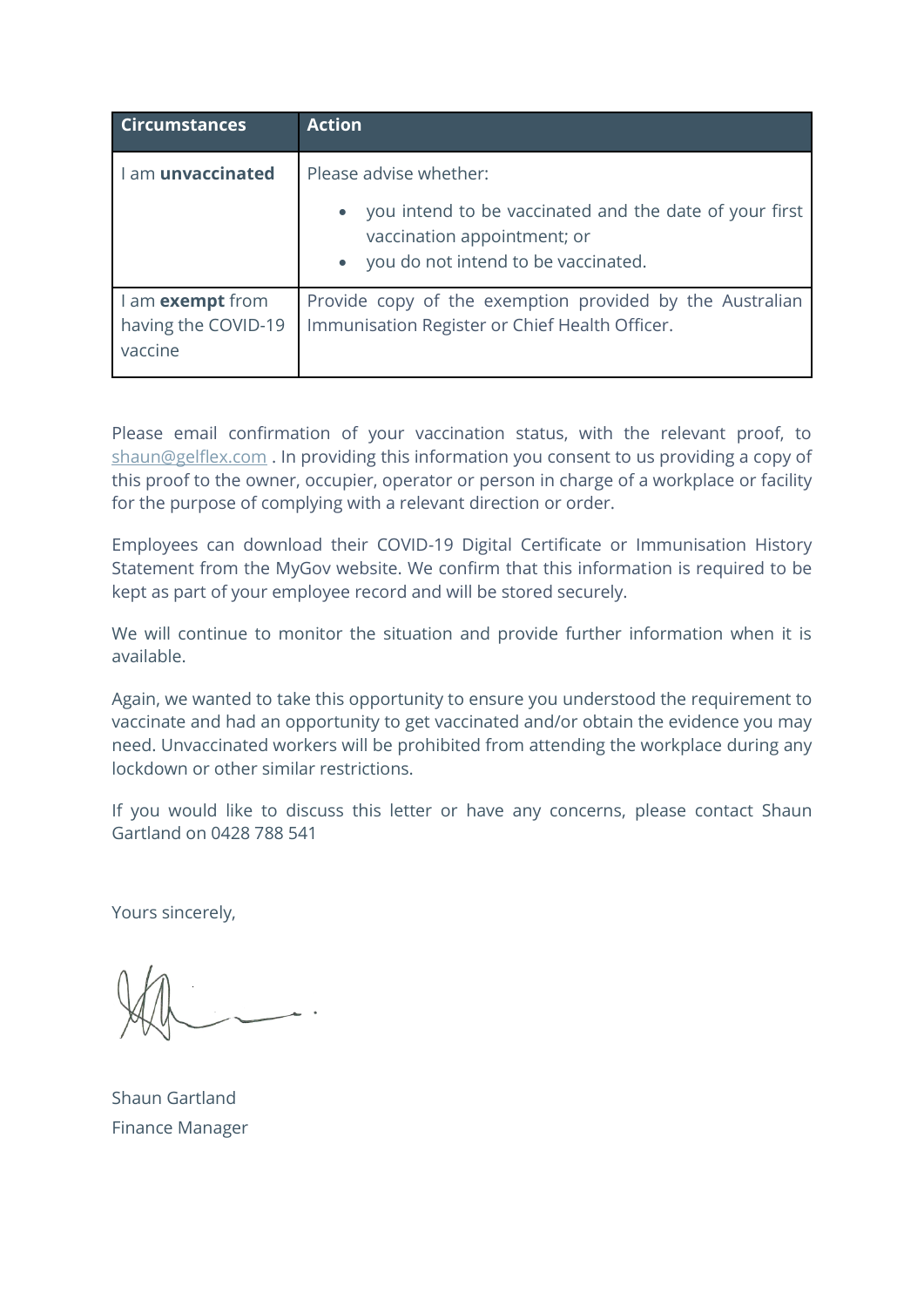| Circumstances | Action |
| --- | --- |
| I am **unvaccinated** | Please advise whether: <br>• you intend to be vaccinated and the date of your first vaccination appointment; or <br>• you do not intend to be vaccinated. |
| I am **exempt** from having the COVID-19 vaccine | Provide copy of the exemption provided by the Australian Immunisation Register or Chief Health Officer. |

Please email confirmation of your vaccination status, with the relevant proof, to shaun@gelflex.com . In providing this information you consent to us providing a copy of this proof to the owner, occupier, operator or person in charge of a workplace or facility for the purpose of complying with a relevant direction or order.

Employees can download their COVID-19 Digital Certificate or Immunisation History Statement from the MyGov website. We confirm that this information is required to be kept as part of your employee record and will be stored securely.

We will continue to monitor the situation and provide further information when it is available.

Again, we wanted to take this opportunity to ensure you understood the requirement to vaccinate and had an opportunity to get vaccinated and/or obtain the evidence you may need. Unvaccinated workers will be prohibited from attending the workplace during any lockdown or other similar restrictions.

If you would like to discuss this letter or have any concerns, please contact Shaun Gartland on 0428 788 541

Yours sincerely,

Shaun Gartland
Finance Manager